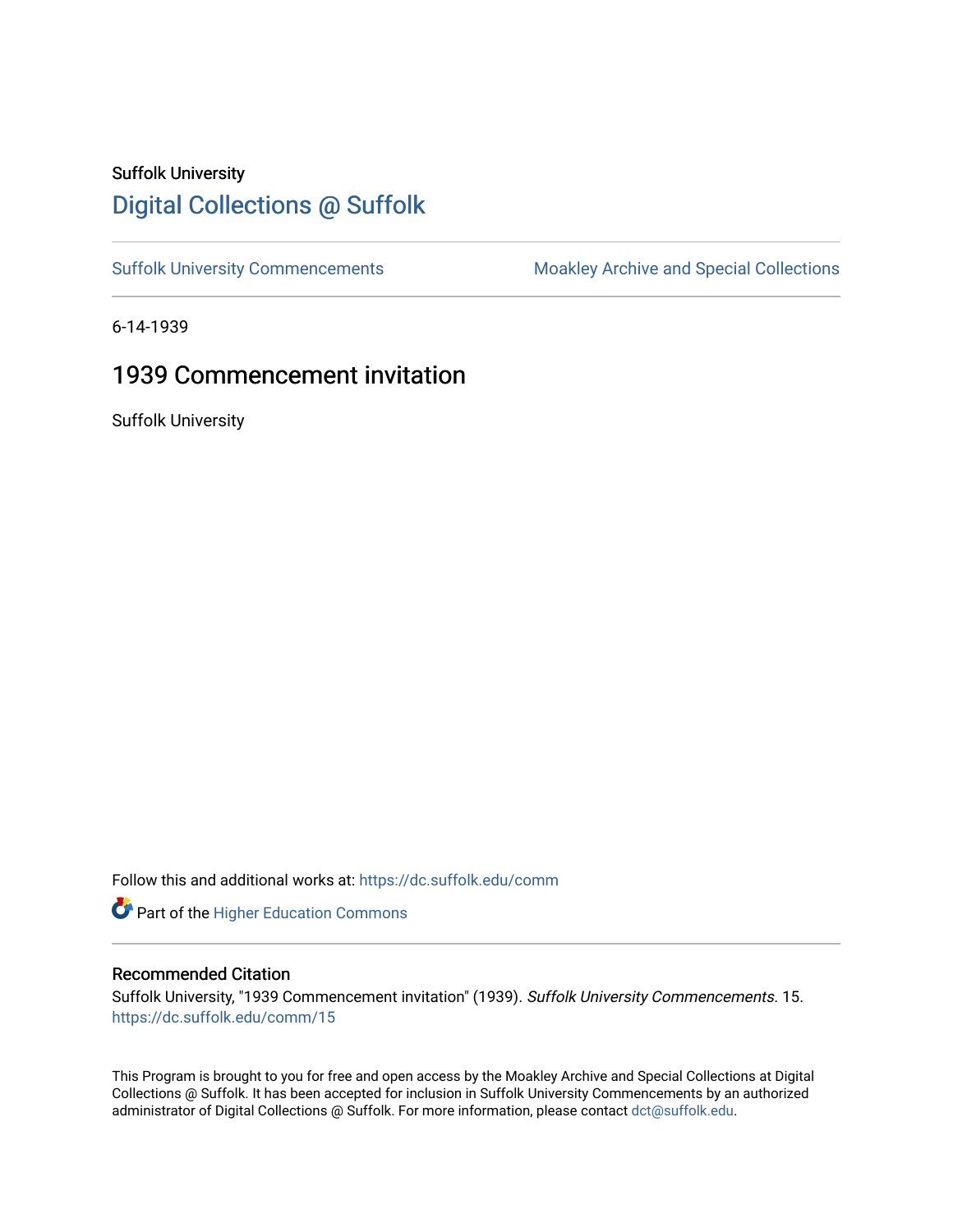Suffolk University

# Digital Collections @ Suffolk

Suffolk University Commencements

Moakley Archive and Special Collections

6-14-1939

## 1939 Commencement invitation

Suffolk University

Follow this and additional works at: https://dc.suffolk.edu/comm

Part of the Higher Education Commons

### Recommended Citation

Suffolk University, "1939 Commencement invitation" (1939). *Suffolk University Commencements*. 15.
https://dc.suffolk.edu/comm/15

This Program is brought to you for free and open access by the Moakley Archive and Special Collections at Digital Collections @ Suffolk. It has been accepted for inclusion in Suffolk University Commencements by an authorized administrator of Digital Collections @ Suffolk. For more information, please contact dct@suffolk.edu.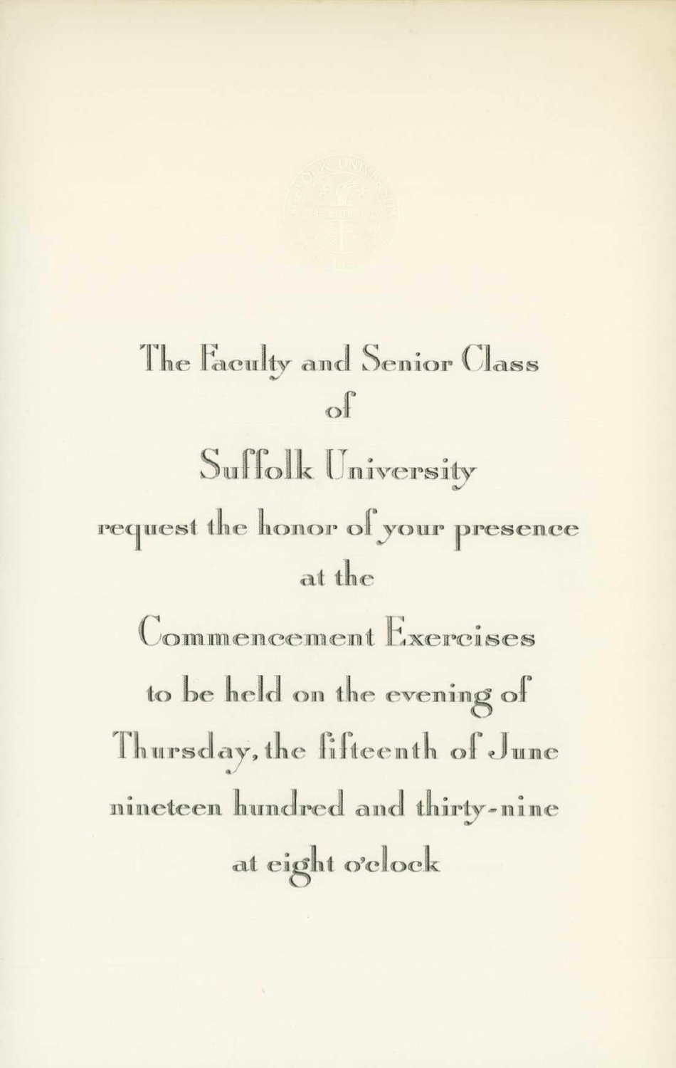The Faculty and Senior Class

of

Suffolk University

request the honor of your presence

at the

Commencement Exercises

to be held on the evening of

Thursday, the fifteenth of June

nineteen hundred and thirty-nine

at eight o'clock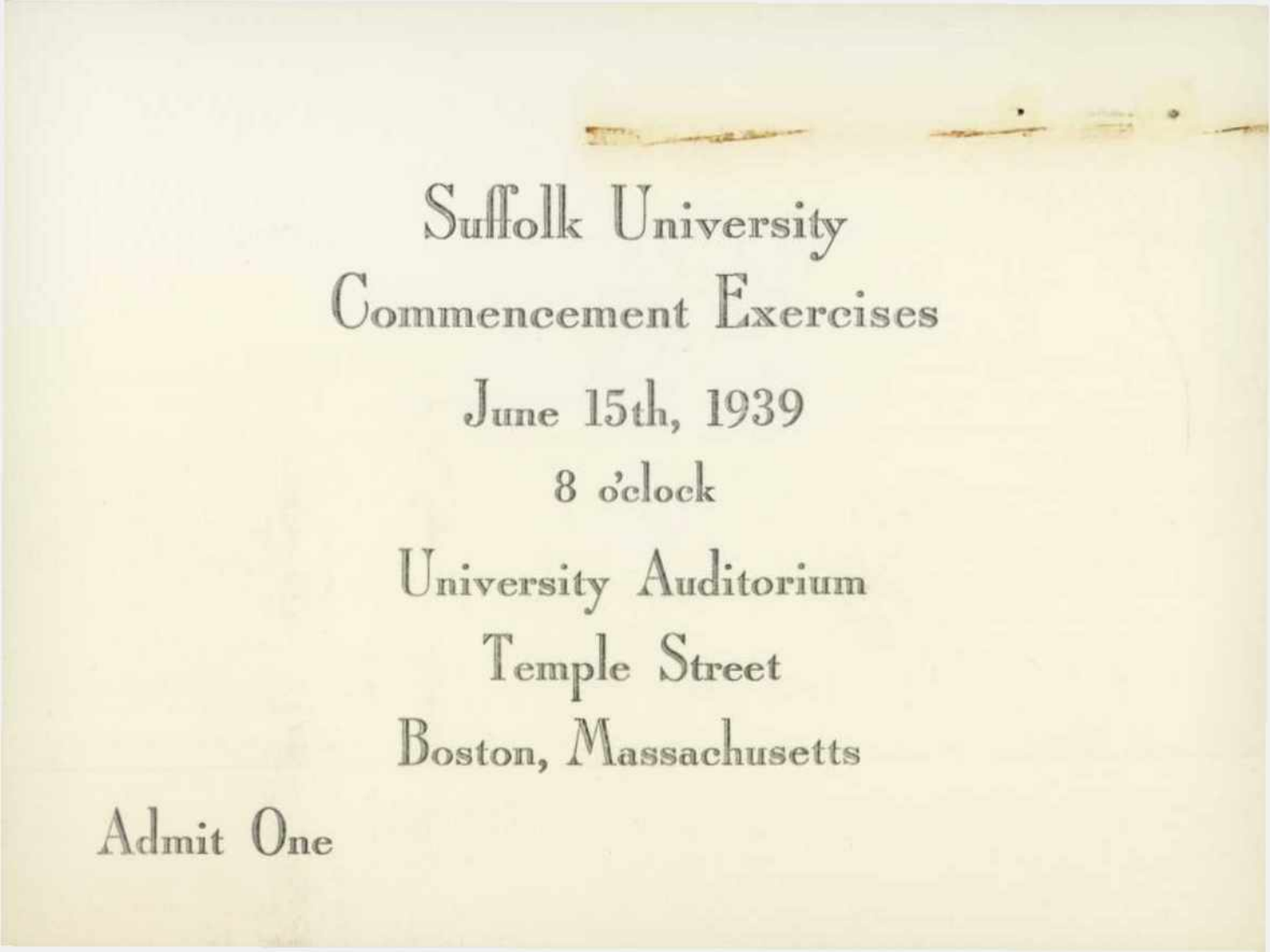Suffolk University

Commencement Exercises

June 15th, 1939

8 o'clock

University Auditorium

Temple Street

Boston, Massachusetts

Admit One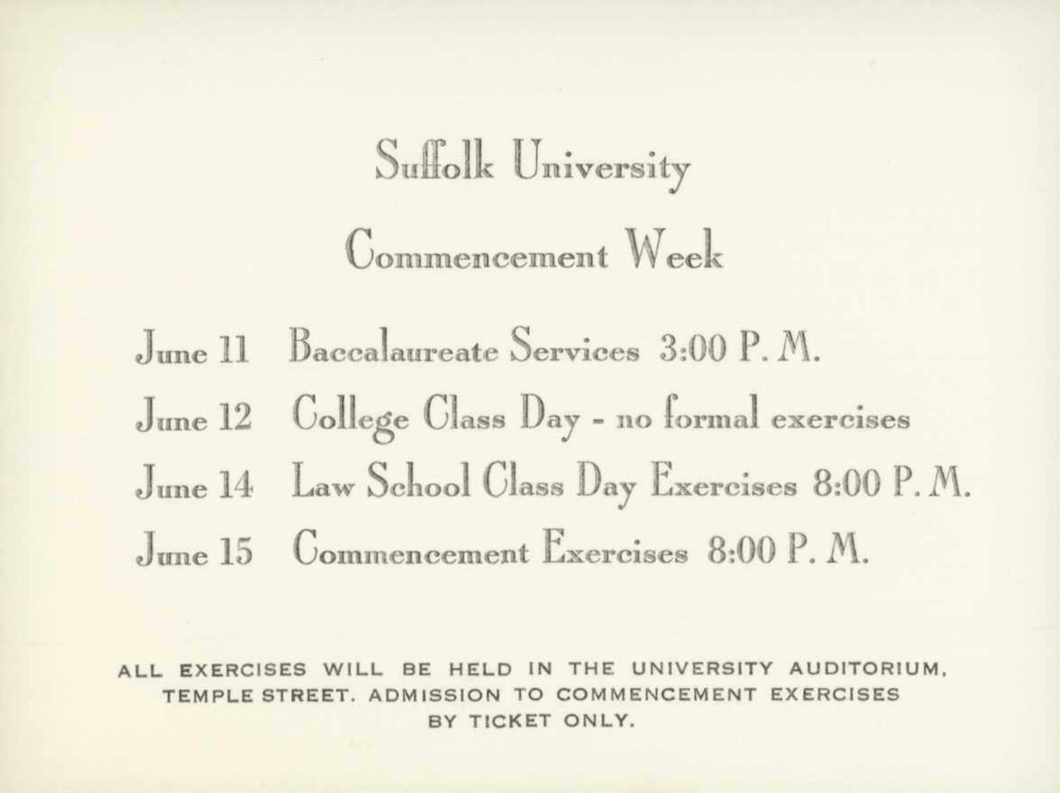# Suffolk University

## Commencement Week

June 11 Baccalaureate Services 3:00 P. M.

June 12 College Class Day - no formal exercises

June 14 Law School Class Day Exercises 8:00 P. M.

June 15 Commencement Exercises 8:00 P. M.

ALL EXERCISES WILL BE HELD IN THE UNIVERSITY AUDITORIUM, TEMPLE STREET. ADMISSION TO COMMENCEMENT EXERCISES BY TICKET ONLY.